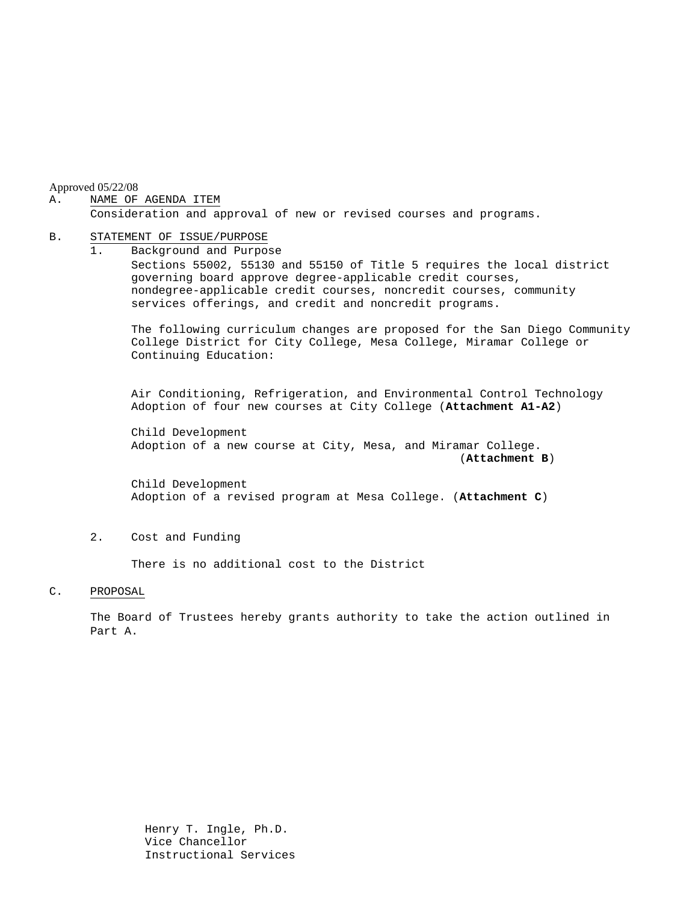Approved 05/22/08

A. NAME OF AGENDA ITEM

Consideration and approval of new or revised courses and programs.

B. STATEMENT OF ISSUE/PURPOSE

1. Background and Purpose

Sections 55002, 55130 and 55150 of Title 5 requires the local district governing board approve degree-applicable credit courses, nondegree-applicable credit courses, noncredit courses, community services offerings, and credit and noncredit programs.

The following curriculum changes are proposed for the San Diego Community College District for City College, Mesa College, Miramar College or Continuing Education:

Air Conditioning, Refrigeration, and Environmental Control Technology
Adoption of four new courses at City College (**Attachment A1-A2**)

Child Development
Adoption of a new course at City, Mesa, and Miramar College. (**Attachment B**)

Child Development
Adoption of a revised program at Mesa College. (**Attachment C**)

2. Cost and Funding

There is no additional cost to the District

C. PROPOSAL

The Board of Trustees hereby grants authority to take the action outlined in Part A.

Henry T. Ingle, Ph.D.
Vice Chancellor
Instructional Services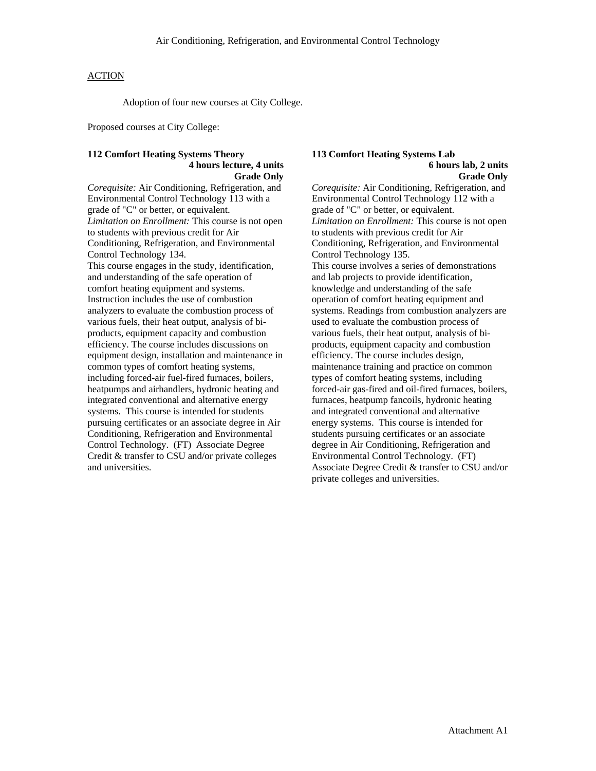Air Conditioning, Refrigeration, and Environmental Control Technology

ACTION

Adoption of four new courses at City College.

Proposed courses at City College:

**112 Comfort Heating Systems Theory**
**4 hours lecture, 4 units**
**Grade Only**

*Corequisite:* Air Conditioning, Refrigeration, and Environmental Control Technology 113 with a grade of "C" or better, or equivalent.
*Limitation on Enrollment:* This course is not open to students with previous credit for Air Conditioning, Refrigeration, and Environmental Control Technology 134.
This course engages in the study, identification, and understanding of the safe operation of comfort heating equipment and systems. Instruction includes the use of combustion analyzers to evaluate the combustion process of various fuels, their heat output, analysis of bi-products, equipment capacity and combustion efficiency. The course includes discussions on equipment design, installation and maintenance in common types of comfort heating systems, including forced-air fuel-fired furnaces, boilers, heatpumps and airhandlers, hydronic heating and integrated conventional and alternative energy systems. This course is intended for students pursuing certificates or an associate degree in Air Conditioning, Refrigeration and Environmental Control Technology. (FT) Associate Degree Credit & transfer to CSU and/or private colleges and universities.

**113 Comfort Heating Systems Lab**
**6 hours lab, 2 units**
**Grade Only**

*Corequisite:* Air Conditioning, Refrigeration, and Environmental Control Technology 112 with a grade of "C" or better, or equivalent.
*Limitation on Enrollment:* This course is not open to students with previous credit for Air Conditioning, Refrigeration, and Environmental Control Technology 135.
This course involves a series of demonstrations and lab projects to provide identification, knowledge and understanding of the safe operation of comfort heating equipment and systems. Readings from combustion analyzers are used to evaluate the combustion process of various fuels, their heat output, analysis of bi-products, equipment capacity and combustion efficiency. The course includes design, maintenance training and practice on common types of comfort heating systems, including forced-air gas-fired and oil-fired furnaces, boilers, furnaces, heatpump fancoils, hydronic heating and integrated conventional and alternative energy systems. This course is intended for students pursuing certificates or an associate degree in Air Conditioning, Refrigeration and Environmental Control Technology. (FT) Associate Degree Credit & transfer to CSU and/or private colleges and universities.

Attachment A1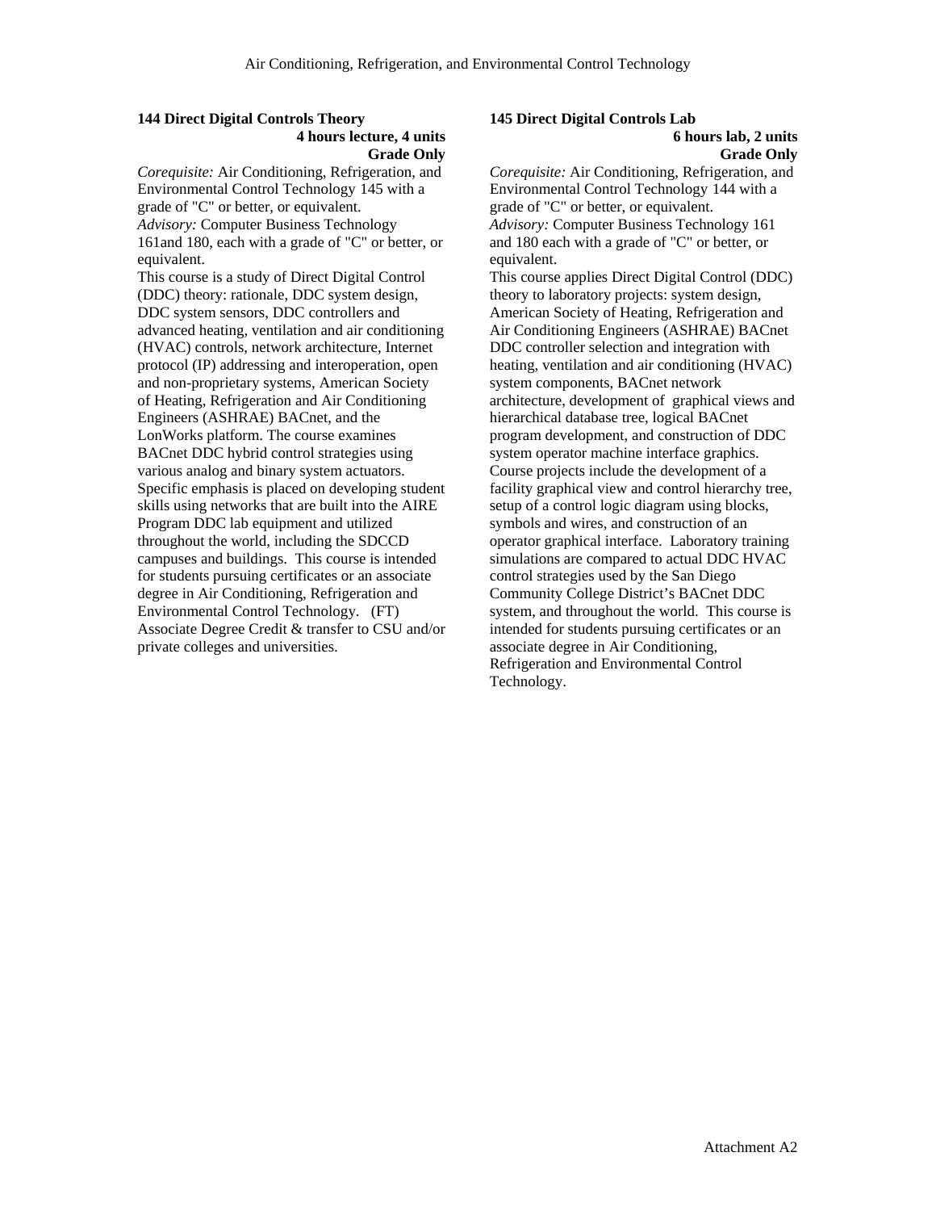### 144 Direct Digital Controls Theory

**4 hours lecture, 4 units**
**Grade Only**

*Corequisite:* Air Conditioning, Refrigeration, and Environmental Control Technology 145 with a grade of "C" or better, or equivalent.
*Advisory:* Computer Business Technology 161and 180, each with a grade of "C" or better, or equivalent.
This course is a study of Direct Digital Control (DDC) theory: rationale, DDC system design, DDC system sensors, DDC controllers and advanced heating, ventilation and air conditioning (HVAC) controls, network architecture, Internet protocol (IP) addressing and interoperation, open and non-proprietary systems, American Society of Heating, Refrigeration and Air Conditioning Engineers (ASHRAE) BACnet, and the LonWorks platform. The course examines BACnet DDC hybrid control strategies using various analog and binary system actuators. Specific emphasis is placed on developing student skills using networks that are built into the AIRE Program DDC lab equipment and utilized throughout the world, including the SDCCD campuses and buildings. This course is intended for students pursuing certificates or an associate degree in Air Conditioning, Refrigeration and Environmental Control Technology. (FT) Associate Degree Credit & transfer to CSU and/or private colleges and universities.

### 145 Direct Digital Controls Lab

**6 hours lab, 2 units**
**Grade Only**

*Corequisite:* Air Conditioning, Refrigeration, and Environmental Control Technology 144 with a grade of "C" or better, or equivalent.
*Advisory:* Computer Business Technology 161 and 180 each with a grade of "C" or better, or equivalent.
This course applies Direct Digital Control (DDC) theory to laboratory projects: system design, American Society of Heating, Refrigeration and Air Conditioning Engineers (ASHRAE) BACnet DDC controller selection and integration with heating, ventilation and air conditioning (HVAC) system components, BACnet network architecture, development of graphical views and hierarchical database tree, logical BACnet program development, and construction of DDC system operator machine interface graphics. Course projects include the development of a facility graphical view and control hierarchy tree, setup of a control logic diagram using blocks, symbols and wires, and construction of an operator graphical interface. Laboratory training simulations are compared to actual DDC HVAC control strategies used by the San Diego Community College District's BACnet DDC system, and throughout the world. This course is intended for students pursuing certificates or an associate degree in Air Conditioning, Refrigeration and Environmental Control Technology.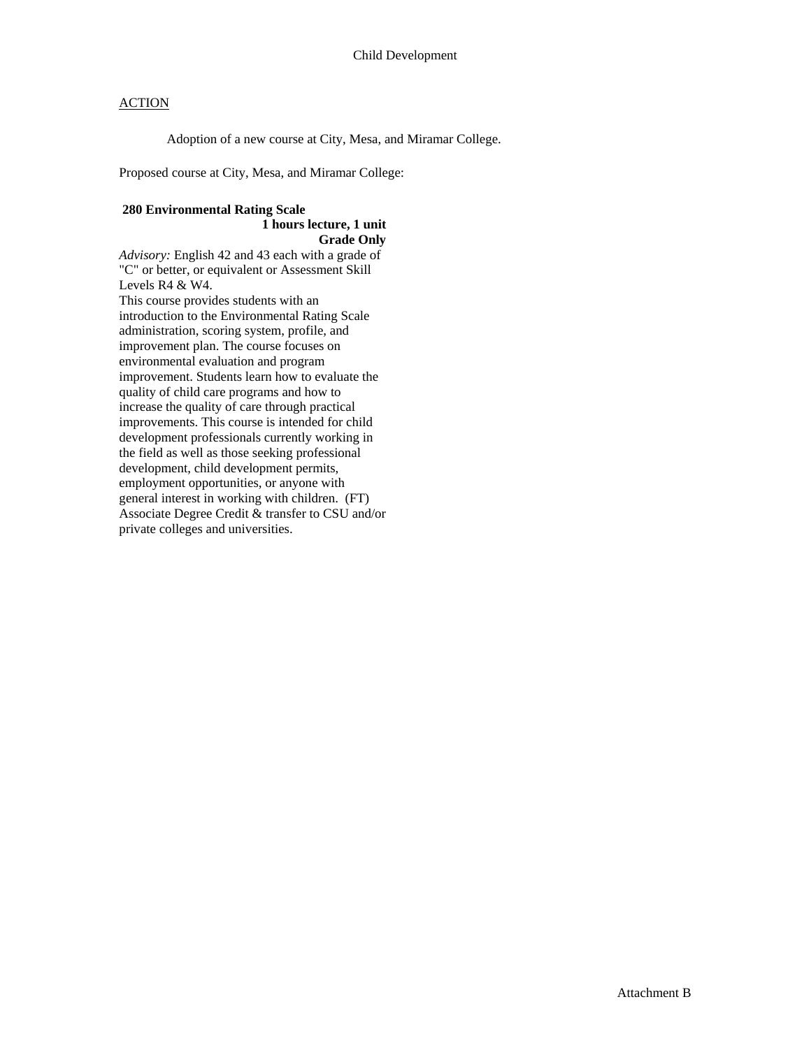Child Development

ACTION

Adoption of a new course at City, Mesa, and Miramar College.

Proposed course at City, Mesa, and Miramar College:

**280 Environmental Rating Scale**
**1 hours lecture, 1 unit**
**Grade Only**

*Advisory:* English 42 and 43 each with a grade of "C" or better, or equivalent or Assessment Skill Levels R4 & W4.

This course provides students with an introduction to the Environmental Rating Scale administration, scoring system, profile, and improvement plan. The course focuses on environmental evaluation and program improvement. Students learn how to evaluate the quality of child care programs and how to increase the quality of care through practical improvements. This course is intended for child development professionals currently working in the field as well as those seeking professional development, child development permits, employment opportunities, or anyone with general interest in working with children. (FT) Associate Degree Credit & transfer to CSU and/or private colleges and universities.

Attachment B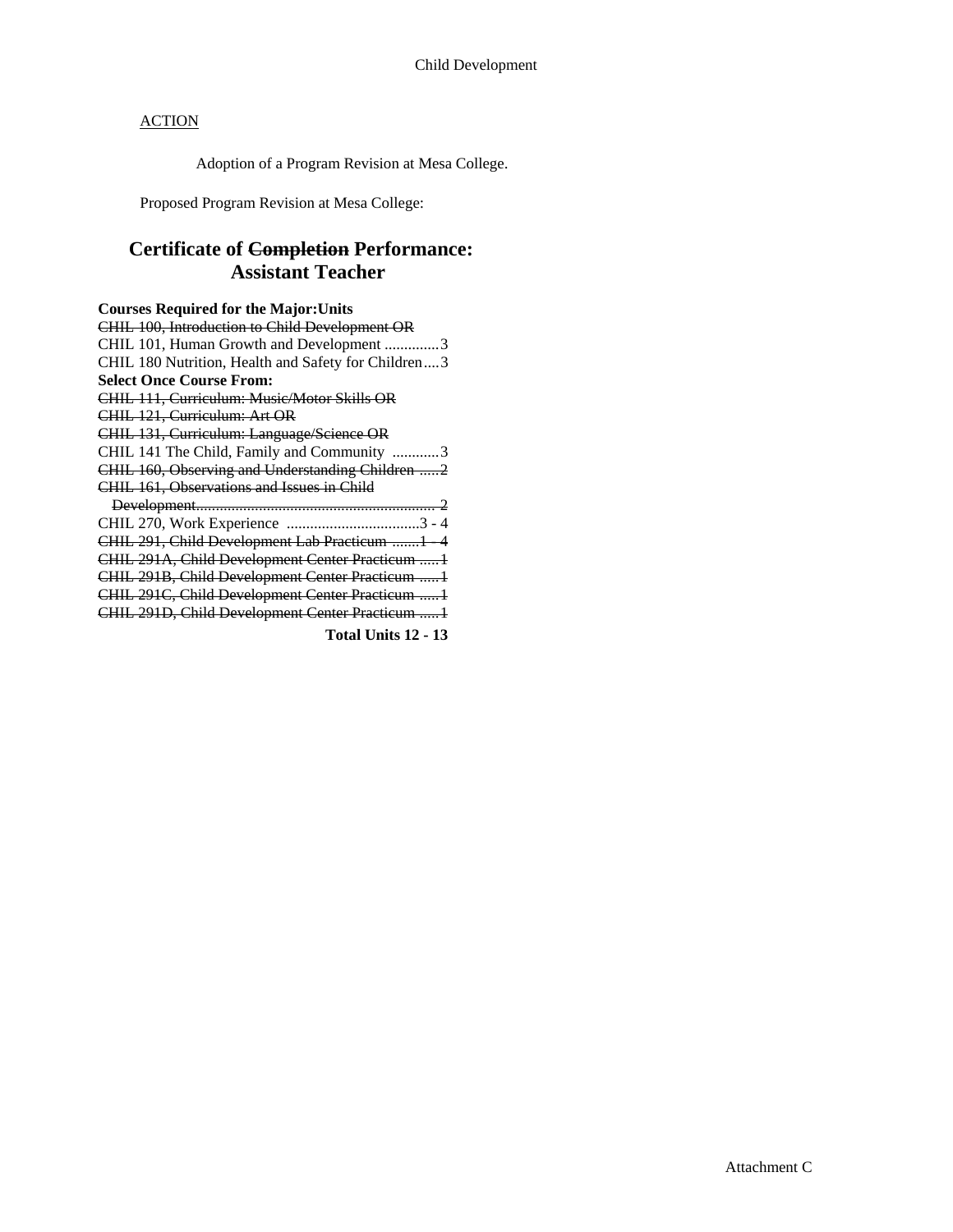ACTION

Adoption of a Program Revision at Mesa College.

Proposed Program Revision at Mesa College:

## Certificate of ~~Completion~~ Performance: Assistant Teacher

**Courses Required for the Major:Units**

~~CHIL 100, Introduction to Child Development OR~~
CHIL 101, Human Growth and Development ..............3
CHIL 180 Nutrition, Health and Safety for Children....3
**Select Once Course From:**
~~CHIL 111, Curriculum: Music/Motor Skills OR~~
~~CHIL 121, Curriculum: Art OR~~
~~CHIL 131, Curriculum: Language/Science OR~~
CHIL 141 The Child, Family and Community ............3
~~CHIL 160, Observing and Understanding Children .....2~~
~~CHIL 161, Observations and Issues in Child Development............................................................ 2~~
CHIL 270, Work Experience ..................................3 - 4
~~CHIL 291, Child Development Lab Practicum .......1 - 4~~
~~CHIL 291A, Child Development Center Practicum .....1~~
~~CHIL 291B, Child Development Center Practicum .....1~~
~~CHIL 291C, Child Development Center Practicum .....1~~
~~CHIL 291D, Child Development Center Practicum .....1~~

**Total Units 12 - 13**